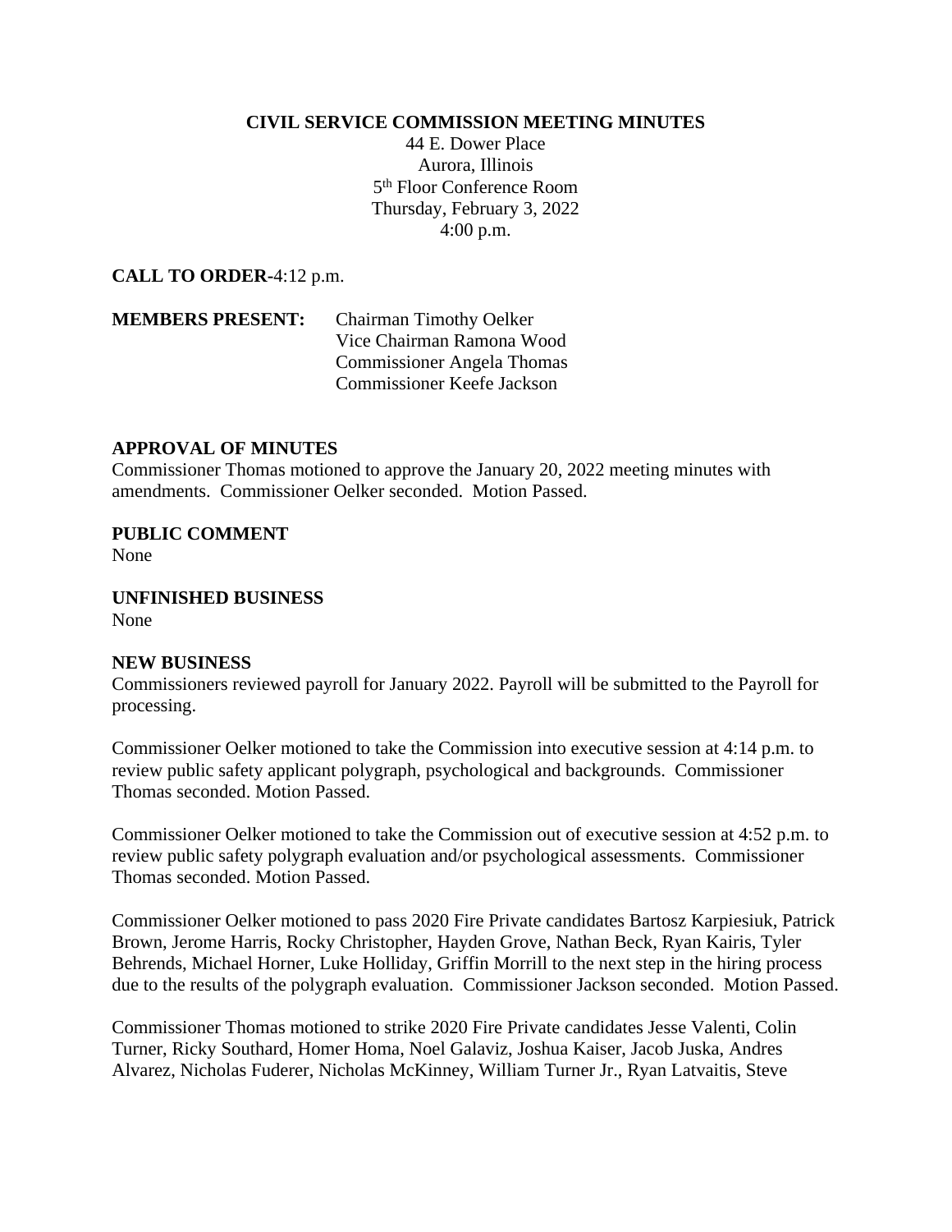**CIVIL SERVICE COMMISSION MEETING MINUTES**

44 E. Dower Place
Aurora, Illinois
5th Floor Conference Room
Thursday, February 3, 2022
4:00 p.m.

**CALL TO ORDER**-4:12 p.m.

**MEMBERS PRESENT:** Chairman Timothy Oelker
Vice Chairman Ramona Wood
Commissioner Angela Thomas
Commissioner Keefe Jackson

**APPROVAL OF MINUTES**

Commissioner Thomas motioned to approve the January 20, 2022 meeting minutes with amendments. Commissioner Oelker seconded. Motion Passed.

**PUBLIC COMMENT**

None

**UNFINISHED BUSINESS**

None

**NEW BUSINESS**

Commissioners reviewed payroll for January 2022. Payroll will be submitted to the Payroll for processing.

Commissioner Oelker motioned to take the Commission into executive session at 4:14 p.m. to review public safety applicant polygraph, psychological and backgrounds. Commissioner Thomas seconded. Motion Passed.

Commissioner Oelker motioned to take the Commission out of executive session at 4:52 p.m. to review public safety polygraph evaluation and/or psychological assessments. Commissioner Thomas seconded. Motion Passed.

Commissioner Oelker motioned to pass 2020 Fire Private candidates Bartosz Karpiesiuk, Patrick Brown, Jerome Harris, Rocky Christopher, Hayden Grove, Nathan Beck, Ryan Kairis, Tyler Behrends, Michael Horner, Luke Holliday, Griffin Morrill to the next step in the hiring process due to the results of the polygraph evaluation. Commissioner Jackson seconded. Motion Passed.

Commissioner Thomas motioned to strike 2020 Fire Private candidates Jesse Valenti, Colin Turner, Ricky Southard, Homer Homa, Noel Galaviz, Joshua Kaiser, Jacob Juska, Andres Alvarez, Nicholas Fuderer, Nicholas McKinney, William Turner Jr., Ryan Latvaitis, Steve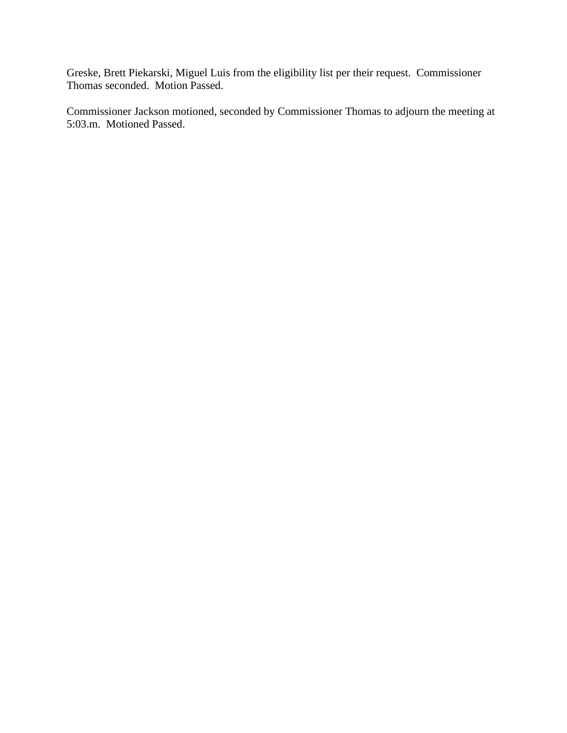Greske, Brett Piekarski, Miguel Luis from the eligibility list per their request. Commissioner Thomas seconded. Motion Passed.

Commissioner Jackson motioned, seconded by Commissioner Thomas to adjourn the meeting at 5:03.m. Motioned Passed.